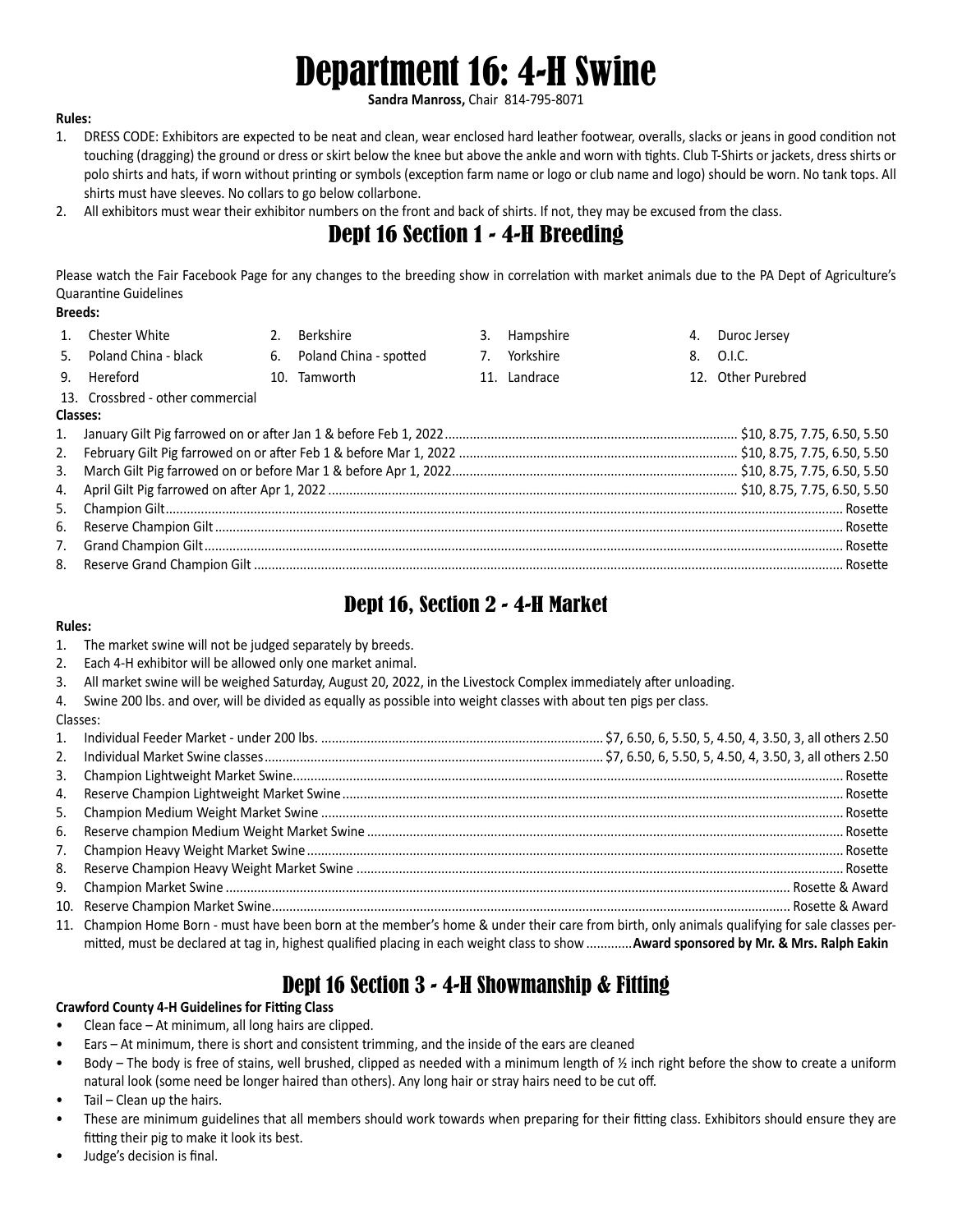# Department 16: 4-H Swine

**Sandra Manross,** Chair 814-795-8071

**Rules:**

1. DRESS CODE: Exhibitors are expected to be neat and clean, wear enclosed hard leather footwear, overalls, slacks or jeans in good condition not touching (dragging) the ground or dress or skirt below the knee but above the ankle and worn with tights. Club T-Shirts or jackets, dress shirts or polo shirts and hats, if worn without printing or symbols (exception farm name or logo or club name and logo) should be worn. No tank tops. All shirts must have sleeves. No collars to go below collarbone.
2. All exhibitors must wear their exhibitor numbers on the front and back of shirts. If not, they may be excused from the class.

## Dept 16 Section 1 - 4-H Breeding

Please watch the Fair Facebook Page for any changes to the breeding show in correlation with market animals due to the PA Dept of Agriculture's Quarantine Guidelines

**Breeds:**

1. Chester White
2. Berkshire
3. Hampshire
4. Duroc Jersey
5. Poland China - black
6. Poland China - spotted
7. Yorkshire
8. O.I.C.
9. Hereford
10. Tamworth
11. Landrace
12. Other Purebred
13. Crossbred - other commercial

**Classes:**

1. January Gilt Pig farrowed on or after Jan 1 & before Feb 1, 2022 .......... $10, 8.75, 7.75, 6.50, 5.50
2. February Gilt Pig farrowed on or after Feb 1 & before Mar 1, 2022 .......... $10, 8.75, 7.75, 6.50, 5.50
3. March Gilt Pig farrowed on or before Mar 1 & before Apr 1, 2022 .......... $10, 8.75, 7.75, 6.50, 5.50
4. April Gilt Pig farrowed on after Apr 1, 2022 .......... $10, 8.75, 7.75, 6.50, 5.50
5. Champion Gilt .......... Rosette
6. Reserve Champion Gilt .......... Rosette
7. Grand Champion Gilt .......... Rosette
8. Reserve Grand Champion Gilt .......... Rosette

## Dept 16, Section 2 - 4-H Market

**Rules:**

1. The market swine will not be judged separately by breeds.
2. Each 4-H exhibitor will be allowed only one market animal.
3. All market swine will be weighed Saturday, August 20, 2022, in the Livestock Complex immediately after unloading.
4. Swine 200 lbs. and over, will be divided as equally as possible into weight classes with about ten pigs per class.

Classes:

1. Individual Feeder Market - under 200 lbs. .......... $7, 6.50, 6, 5.50, 5, 4.50, 4, 3.50, 3, all others 2.50
2. Individual Market Swine classes .......... $7, 6.50, 6, 5.50, 5, 4.50, 4, 3.50, 3, all others 2.50
3. Champion Lightweight Market Swine .......... Rosette
4. Reserve Champion Lightweight Market Swine .......... Rosette
5. Champion Medium Weight Market Swine .......... Rosette
6. Reserve champion Medium Weight Market Swine .......... Rosette
7. Champion Heavy Weight Market Swine .......... Rosette
8. Reserve Champion Heavy Weight Market Swine .......... Rosette
9. Champion Market Swine .......... Rosette & Award
10. Reserve Champion Market Swine .......... Rosette & Award
11. Champion Home Born - must have been born at the member's home & under their care from birth, only animals qualifying for sale classes permitted, must be declared at tag in, highest qualified placing in each weight class to show .......... **Award sponsored by Mr. & Mrs. Ralph Eakin**

## Dept 16 Section 3 - 4-H Showmanship & Fitting

**Crawford County 4-H Guidelines for Fitting Class**

- Clean face – At minimum, all long hairs are clipped.
- Ears – At minimum, there is short and consistent trimming, and the inside of the ears are cleaned
- Body – The body is free of stains, well brushed, clipped as needed with a minimum length of ½ inch right before the show to create a uniform natural look (some need be longer haired than others). Any long hair or stray hairs need to be cut off.
- Tail – Clean up the hairs.
- These are minimum guidelines that all members should work towards when preparing for their fitting class. Exhibitors should ensure they are fitting their pig to make it look its best.
- Judge's decision is final.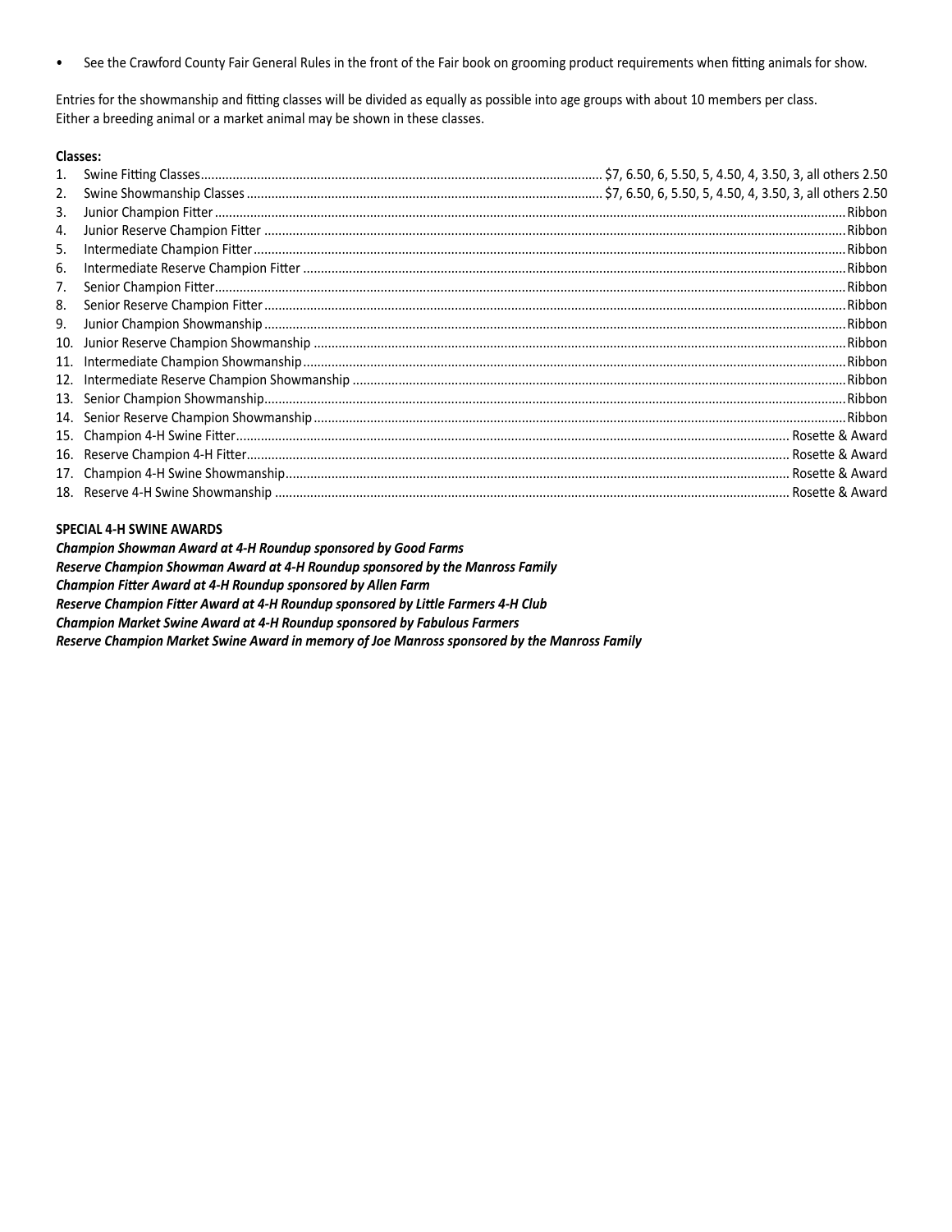- See the Crawford County Fair General Rules in the front of the Fair book on grooming product requirements when fitting animals for show.

Entries for the showmanship and fitting classes will be divided as equally as possible into age groups with about 10 members per class. Either a breeding animal or a market animal may be shown in these classes.

**Classes:**

1. Swine Fitting Classes................................................ $7, 6.50, 6, 5.50, 5, 4.50, 4, 3.50, 3, all others 2.50
2. Swine Showmanship Classes................................................ $7, 6.50, 6, 5.50, 5, 4.50, 4, 3.50, 3, all others 2.50
3. Junior Champion Fitter................................................ Ribbon
4. Junior Reserve Champion Fitter................................................ Ribbon
5. Intermediate Champion Fitter................................................ Ribbon
6. Intermediate Reserve Champion Fitter................................................ Ribbon
7. Senior Champion Fitter................................................ Ribbon
8. Senior Reserve Champion Fitter................................................ Ribbon
9. Junior Champion Showmanship................................................ Ribbon
10. Junior Reserve Champion Showmanship................................................ Ribbon
11. Intermediate Champion Showmanship................................................ Ribbon
12. Intermediate Reserve Champion Showmanship................................................ Ribbon
13. Senior Champion Showmanship................................................ Ribbon
14. Senior Reserve Champion Showmanship................................................ Ribbon
15. Champion 4-H Swine Fitter................................................ Rosette & Award
16. Reserve Champion 4-H Fitter................................................ Rosette & Award
17. Champion 4-H Swine Showmanship................................................ Rosette & Award
18. Reserve 4-H Swine Showmanship................................................ Rosette & Award

**SPECIAL 4-H SWINE AWARDS**

***Champion Showman Award at 4-H Roundup sponsored by Good Farms***
***Reserve Champion Showman Award at 4-H Roundup sponsored by the Manross Family***
***Champion Fitter Award at 4-H Roundup sponsored by Allen Farm***
***Reserve Champion Fitter Award at 4-H Roundup sponsored by Little Farmers 4-H Club***
***Champion Market Swine Award at 4-H Roundup sponsored by Fabulous Farmers***
***Reserve Champion Market Swine Award in memory of Joe Manross sponsored by the Manross Family***